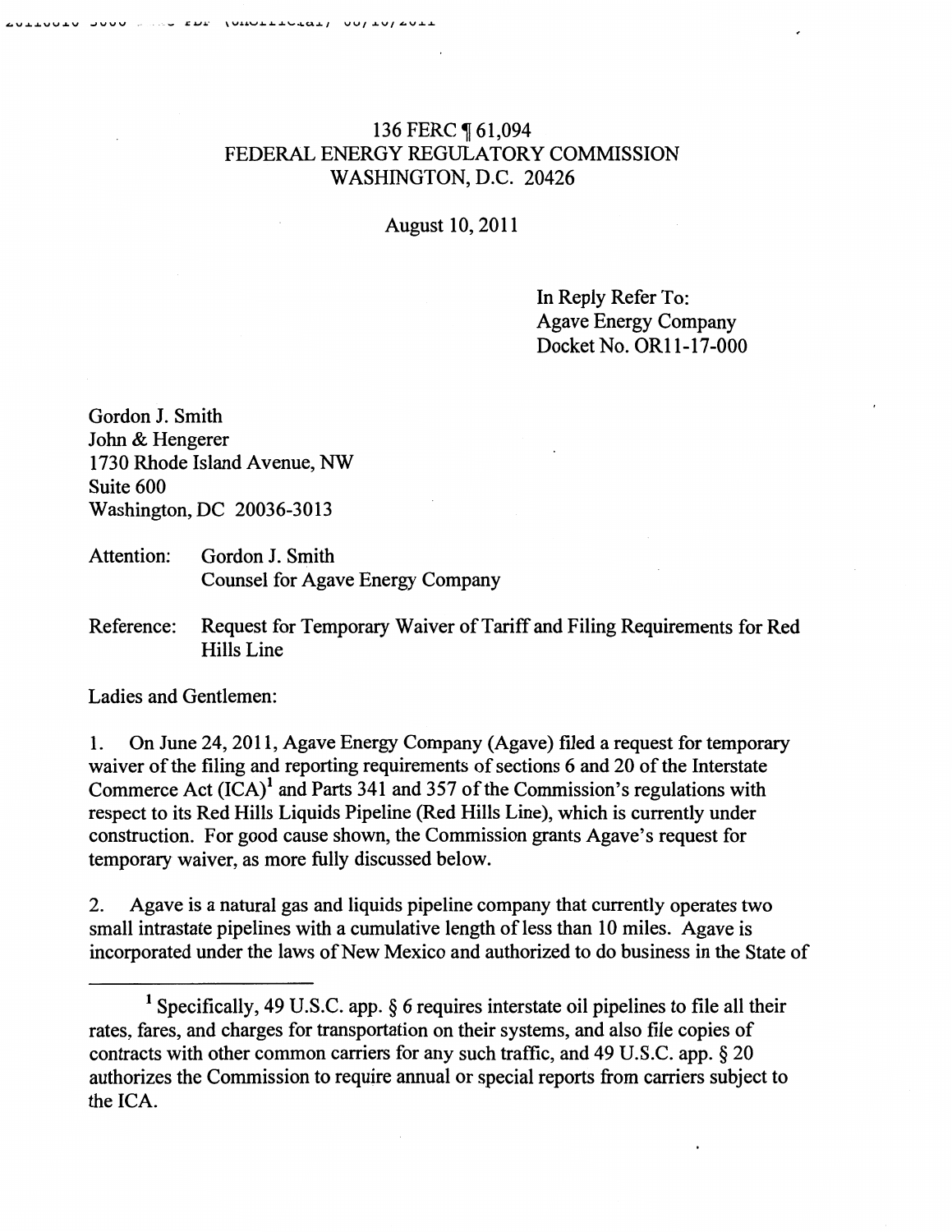136 FERC ¶ 61,094
FEDERAL ENERGY REGULATORY COMMISSION
WASHINGTON, D.C. 20426

August 10, 2011

In Reply Refer To:
Agave Energy Company
Docket No. OR11-17-000

Gordon J. Smith
John & Hengerer
1730 Rhode Island Avenue, NW
Suite 600
Washington, DC 20036-3013

Attention: Gordon J. Smith
Counsel for Agave Energy Company

Reference: Request for Temporary Waiver of Tariff and Filing Requirements for Red Hills Line

Ladies and Gentlemen:

1. On June 24, 2011, Agave Energy Company (Agave) filed a request for temporary waiver of the filing and reporting requirements of sections 6 and 20 of the Interstate Commerce Act (ICA)[1] and Parts 341 and 357 of the Commission's regulations with respect to its Red Hills Liquids Pipeline (Red Hills Line), which is currently under construction. For good cause shown, the Commission grants Agave's request for temporary waiver, as more fully discussed below.

2. Agave is a natural gas and liquids pipeline company that currently operates two small intrastate pipelines with a cumulative length of less than 10 miles. Agave is incorporated under the laws of New Mexico and authorized to do business in the State of

[1] Specifically, 49 U.S.C. app. § 6 requires interstate oil pipelines to file all their rates, fares, and charges for transportation on their systems, and also file copies of contracts with other common carriers for any such traffic, and 49 U.S.C. app. § 20 authorizes the Commission to require annual or special reports from carriers subject to the ICA.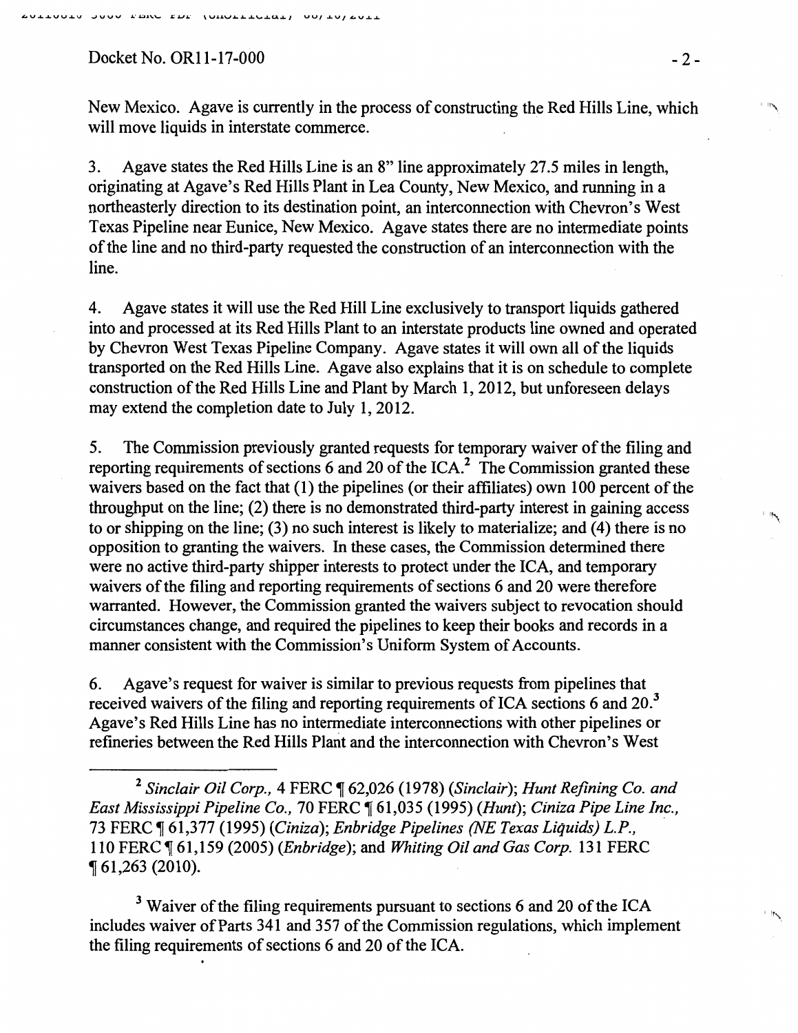New Mexico. Agave is currently in the process of constructing the Red Hills Line, which will move liquids in interstate commerce.

3. Agave states the Red Hills Line is an 8" line approximately 27.5 miles in length, originating at Agave's Red Hills Plant in Lea County, New Mexico, and running in a northeasterly direction to its destination point, an interconnection with Chevron's West Texas Pipeline near Eunice, New Mexico. Agave states there are no intermediate points of the line and no third-party requested the construction of an interconnection with the line.

4. Agave states it will use the Red Hill Line exclusively to transport liquids gathered into and processed at its Red Hills Plant to an interstate products line owned and operated by Chevron West Texas Pipeline Company. Agave states it will own all of the liquids transported on the Red Hills Line. Agave also explains that it is on schedule to complete construction of the Red Hills Line and Plant by March 1, 2012, but unforeseen delays may extend the completion date to July 1, 2012.

5. The Commission previously granted requests for temporary waiver of the filing and reporting requirements of sections 6 and 20 of the ICA.[2] The Commission granted these waivers based on the fact that (1) the pipelines (or their affiliates) own 100 percent of the throughput on the line; (2) there is no demonstrated third-party interest in gaining access to or shipping on the line; (3) no such interest is likely to materialize; and (4) there is no opposition to granting the waivers. In these cases, the Commission determined there were no active third-party shipper interests to protect under the ICA, and temporary waivers of the filing and reporting requirements of sections 6 and 20 were therefore warranted. However, the Commission granted the waivers subject to revocation should circumstances change, and required the pipelines to keep their books and records in a manner consistent with the Commission's Uniform System of Accounts.

6. Agave's request for waiver is similar to previous requests from pipelines that received waivers of the filing and reporting requirements of ICA sections 6 and 20.[3] Agave's Red Hills Line has no intermediate interconnections with other pipelines or refineries between the Red Hills Plant and the interconnection with Chevron's West

---

[2] *Sinclair Oil Corp.*, 4 FERC ¶ 62,026 (1978) (*Sinclair*); *Hunt Refining Co. and East Mississippi Pipeline Co.*, 70 FERC ¶ 61,035 (1995) (*Hunt*); *Ciniza Pipe Line Inc.*, 73 FERC ¶ 61,377 (1995) (*Ciniza*); *Enbridge Pipelines (NE Texas Liquids) L.P.*, 110 FERC ¶ 61,159 (2005) (*Enbridge*); and *Whiting Oil and Gas Corp.* 131 FERC ¶ 61,263 (2010).

[3] Waiver of the filing requirements pursuant to sections 6 and 20 of the ICA includes waiver of Parts 341 and 357 of the Commission regulations, which implement the filing requirements of sections 6 and 20 of the ICA.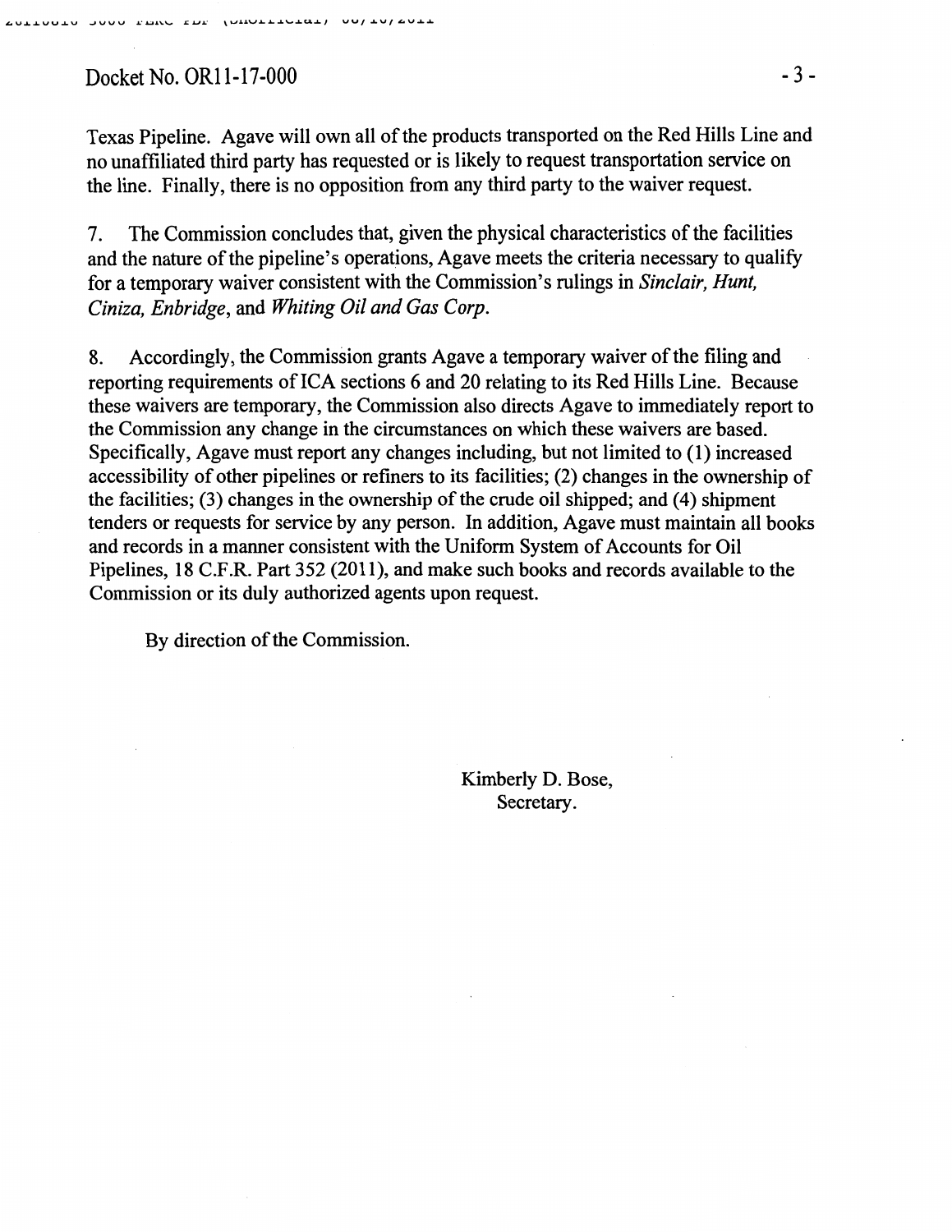Texas Pipeline. Agave will own all of the products transported on the Red Hills Line and no unaffiliated third party has requested or is likely to request transportation service on the line. Finally, there is no opposition from any third party to the waiver request.

7. The Commission concludes that, given the physical characteristics of the facilities and the nature of the pipeline's operations, Agave meets the criteria necessary to qualify for a temporary waiver consistent with the Commission's rulings in *Sinclair, Hunt, Ciniza, Enbridge*, and *Whiting Oil and Gas Corp.*

8. Accordingly, the Commission grants Agave a temporary waiver of the filing and reporting requirements of ICA sections 6 and 20 relating to its Red Hills Line. Because these waivers are temporary, the Commission also directs Agave to immediately report to the Commission any change in the circumstances on which these waivers are based. Specifically, Agave must report any changes including, but not limited to (1) increased accessibility of other pipelines or refiners to its facilities; (2) changes in the ownership of the facilities; (3) changes in the ownership of the crude oil shipped; and (4) shipment tenders or requests for service by any person. In addition, Agave must maintain all books and records in a manner consistent with the Uniform System of Accounts for Oil Pipelines, 18 C.F.R. Part 352 (2011), and make such books and records available to the Commission or its duly authorized agents upon request.

By direction of the Commission.

Kimberly D. Bose,
Secretary.